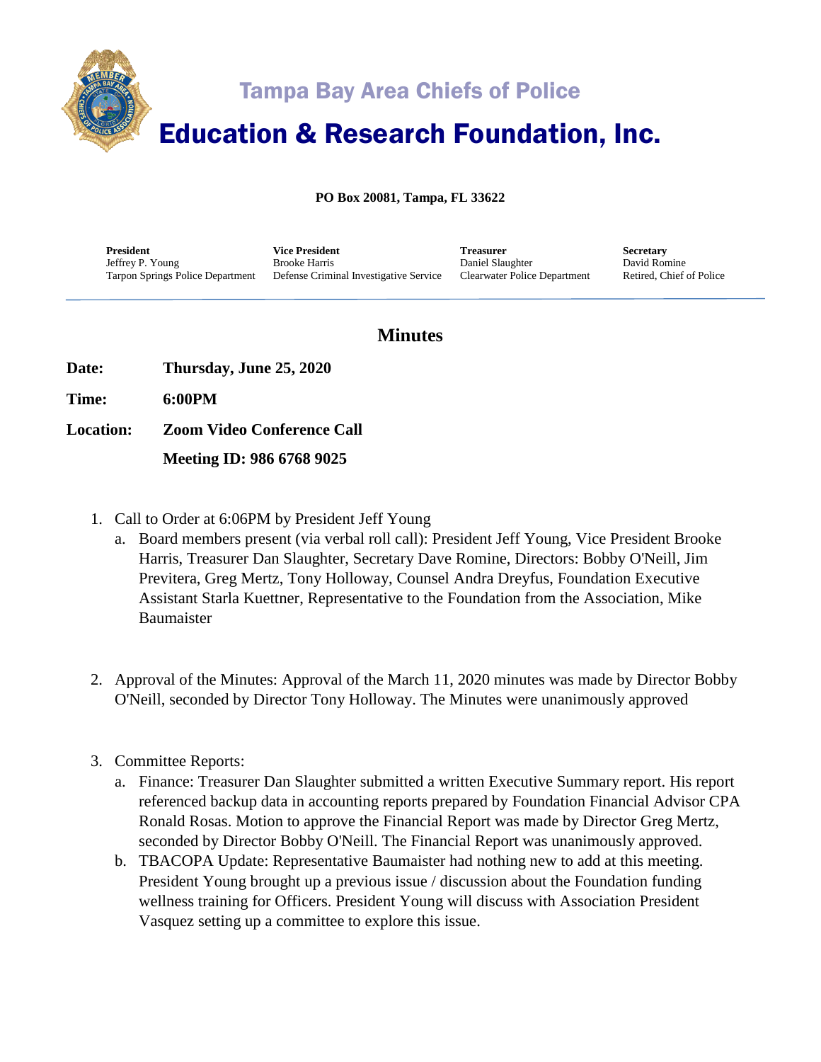# Tampa Bay Area Chiefs of Police

# Education & Research Foundation, Inc.

**PO Box 20081, Tampa, FL 33622**

| **President** | **Vice President** | **Treasurer** | **Secretary** |
|---|---|---|---|
| Jeffrey P. Young | Brooke Harris | Daniel Slaughter | David Romine |
| Tarpon Springs Police Department | Defense Criminal Investigative Service | Clearwater Police Department | Retired, Chief of Police |

## Minutes

**Date:** **Thursday, June 25, 2020**

**Time:** **6:00PM**

**Location:** **Zoom Video Conference Call**

**Meeting ID: 986 6768 9025**

1. Call to Order at 6:06PM by President Jeff Young
   a. Board members present (via verbal roll call): President Jeff Young, Vice President Brooke Harris, Treasurer Dan Slaughter, Secretary Dave Romine, Directors: Bobby O'Neill, Jim Previtera, Greg Mertz, Tony Holloway, Counsel Andra Dreyfus, Foundation Executive Assistant Starla Kuettner, Representative to the Foundation from the Association, Mike Baumaister

2. Approval of the Minutes: Approval of the March 11, 2020 minutes was made by Director Bobby O'Neill, seconded by Director Tony Holloway. The Minutes were unanimously approved

3. Committee Reports:
   a. Finance: Treasurer Dan Slaughter submitted a written Executive Summary report. His report referenced backup data in accounting reports prepared by Foundation Financial Advisor CPA Ronald Rosas. Motion to approve the Financial Report was made by Director Greg Mertz, seconded by Director Bobby O'Neill. The Financial Report was unanimously approved.
   b. TBACOPA Update: Representative Baumaister had nothing new to add at this meeting. President Young brought up a previous issue / discussion about the Foundation funding wellness training for Officers. President Young will discuss with Association President Vasquez setting up a committee to explore this issue.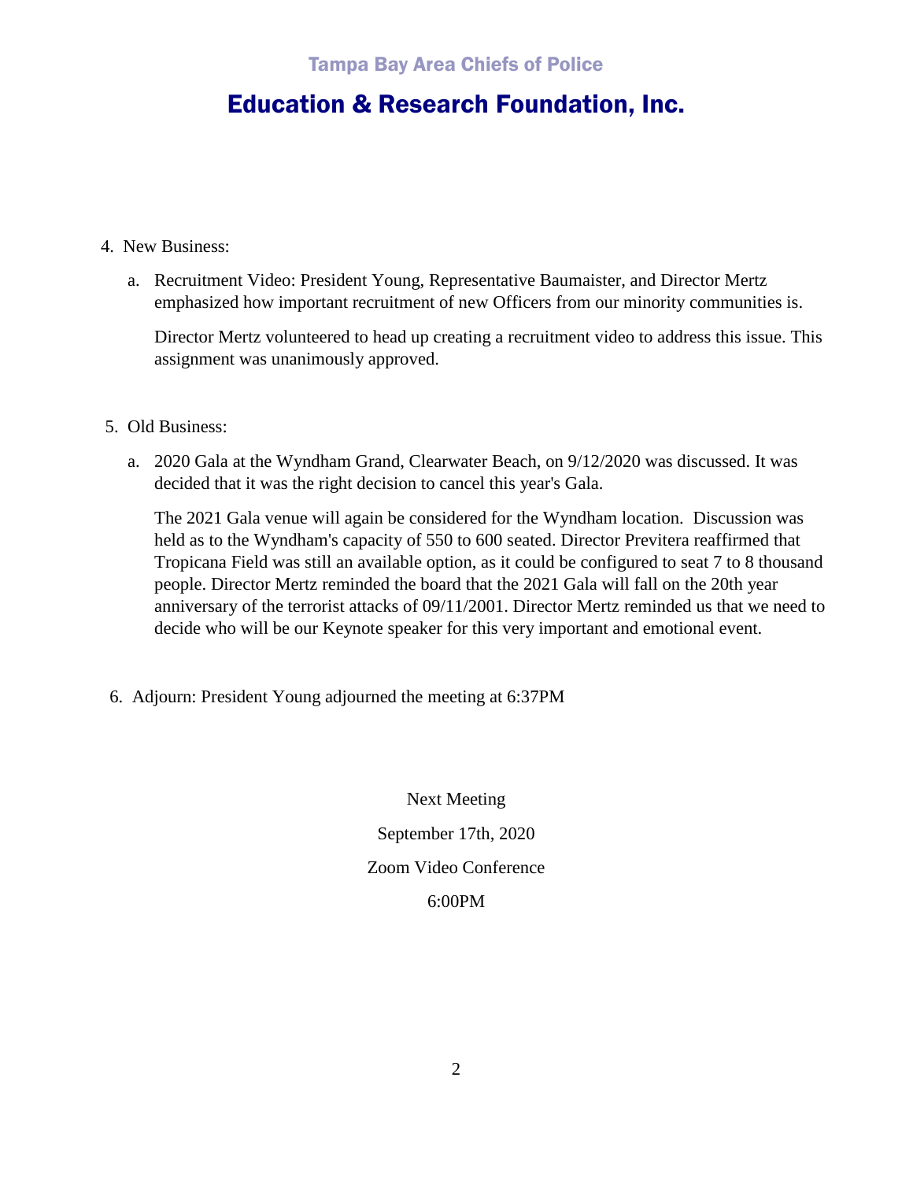Tampa Bay Area Chiefs of Police

# Education & Research Foundation, Inc.

4. New Business:

   a. Recruitment Video: President Young, Representative Baumaister, and Director Mertz emphasized how important recruitment of new Officers from our minority communities is.

      Director Mertz volunteered to head up creating a recruitment video to address this issue. This assignment was unanimously approved.

5. Old Business:

   a. 2020 Gala at the Wyndham Grand, Clearwater Beach, on 9/12/2020 was discussed. It was decided that it was the right decision to cancel this year's Gala.

      The 2021 Gala venue will again be considered for the Wyndham location. Discussion was held as to the Wyndham's capacity of 550 to 600 seated. Director Previtera reaffirmed that Tropicana Field was still an available option, as it could be configured to seat 7 to 8 thousand people. Director Mertz reminded the board that the 2021 Gala will fall on the 20th year anniversary of the terrorist attacks of 09/11/2001. Director Mertz reminded us that we need to decide who will be our Keynote speaker for this very important and emotional event.

6. Adjourn: President Young adjourned the meeting at 6:37PM

Next Meeting

September 17th, 2020

Zoom Video Conference

6:00PM